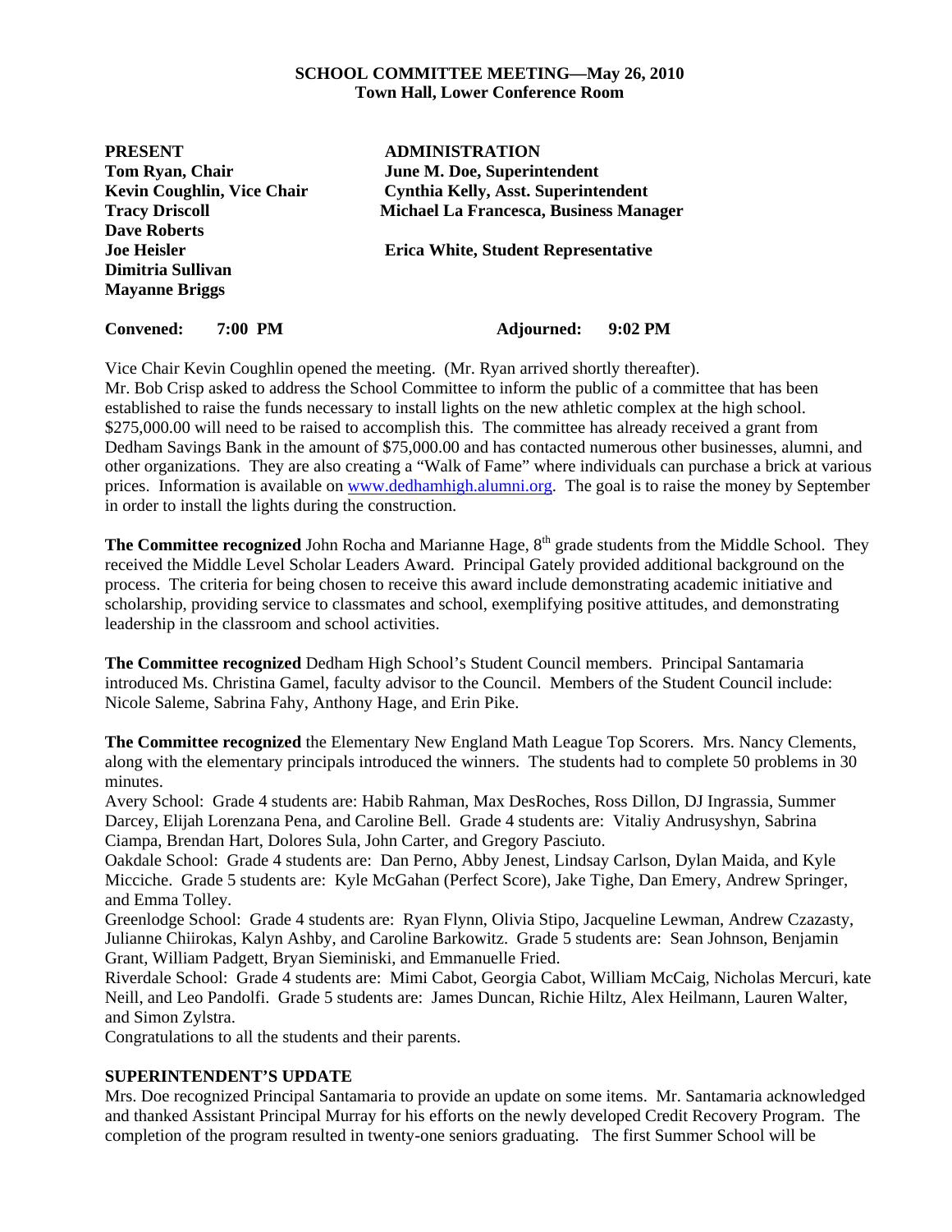**SCHOOL COMMITTEE MEETING—May 26, 2010**
**Town Hall, Lower Conference Room**

| **PRESENT** | **ADMINISTRATION** |
|---|---|
| **Tom Ryan, Chair** | **June M. Doe, Superintendent** |
| **Kevin Coughlin, Vice Chair** | **Cynthia Kelly, Asst. Superintendent** |
| **Tracy Driscoll** | **Michael La Francesca, Business Manager** |
| **Dave Roberts** | |
| **Joe Heisler** | **Erica White, Student Representative** |
| **Dimitria Sullivan** | |
| **Mayanne Briggs** | |

**Convened: 7:00 PM** **Adjourned: 9:02 PM**

Vice Chair Kevin Coughlin opened the meeting. (Mr. Ryan arrived shortly thereafter).
Mr. Bob Crisp asked to address the School Committee to inform the public of a committee that has been established to raise the funds necessary to install lights on the new athletic complex at the high school. \$275,000.00 will need to be raised to accomplish this. The committee has already received a grant from Dedham Savings Bank in the amount of \$75,000.00 and has contacted numerous other businesses, alumni, and other organizations. They are also creating a "Walk of Fame" where individuals can purchase a brick at various prices. Information is available on www.dedhamhigh.alumni.org. The goal is to raise the money by September in order to install the lights during the construction.

**The Committee recognized** John Rocha and Marianne Hage, 8th grade students from the Middle School. They received the Middle Level Scholar Leaders Award. Principal Gately provided additional background on the process. The criteria for being chosen to receive this award include demonstrating academic initiative and scholarship, providing service to classmates and school, exemplifying positive attitudes, and demonstrating leadership in the classroom and school activities.

**The Committee recognized** Dedham High School's Student Council members. Principal Santamaria introduced Ms. Christina Gamel, faculty advisor to the Council. Members of the Student Council include: Nicole Saleme, Sabrina Fahy, Anthony Hage, and Erin Pike.

**The Committee recognized** the Elementary New England Math League Top Scorers. Mrs. Nancy Clements, along with the elementary principals introduced the winners. The students had to complete 50 problems in 30 minutes.

Avery School: Grade 4 students are: Habib Rahman, Max DesRoches, Ross Dillon, DJ Ingrassia, Summer Darcey, Elijah Lorenzana Pena, and Caroline Bell. Grade 4 students are: Vitaliy Andrusyshyn, Sabrina Ciampa, Brendan Hart, Dolores Sula, John Carter, and Gregory Pasciuto.

Oakdale School: Grade 4 students are: Dan Perno, Abby Jenest, Lindsay Carlson, Dylan Maida, and Kyle Micciche. Grade 5 students are: Kyle McGahan (Perfect Score), Jake Tighe, Dan Emery, Andrew Springer, and Emma Tolley.

Greenlodge School: Grade 4 students are: Ryan Flynn, Olivia Stipo, Jacqueline Lewman, Andrew Czazasty, Julianne Chiirokas, Kalyn Ashby, and Caroline Barkowitz. Grade 5 students are: Sean Johnson, Benjamin Grant, William Padgett, Bryan Sieminiski, and Emmanuelle Fried.

Riverdale School: Grade 4 students are: Mimi Cabot, Georgia Cabot, William McCaig, Nicholas Mercuri, kate Neill, and Leo Pandolfi. Grade 5 students are: James Duncan, Richie Hiltz, Alex Heilmann, Lauren Walter, and Simon Zylstra.

Congratulations to all the students and their parents.

## SUPERINTENDENT'S UPDATE

Mrs. Doe recognized Principal Santamaria to provide an update on some items. Mr. Santamaria acknowledged and thanked Assistant Principal Murray for his efforts on the newly developed Credit Recovery Program. The completion of the program resulted in twenty-one seniors graduating. The first Summer School will be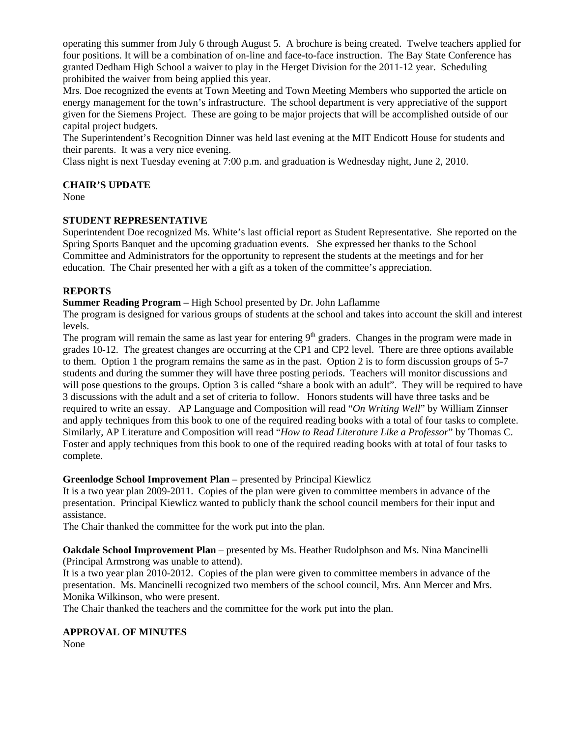operating this summer from July 6 through August 5. A brochure is being created. Twelve teachers applied for four positions. It will be a combination of on-line and face-to-face instruction. The Bay State Conference has granted Dedham High School a waiver to play in the Herget Division for the 2011-12 year. Scheduling prohibited the waiver from being applied this year.

Mrs. Doe recognized the events at Town Meeting and Town Meeting Members who supported the article on energy management for the town's infrastructure. The school department is very appreciative of the support given for the Siemens Project. These are going to be major projects that will be accomplished outside of our capital project budgets.

The Superintendent's Recognition Dinner was held last evening at the MIT Endicott House for students and their parents. It was a very nice evening.

Class night is next Tuesday evening at 7:00 p.m. and graduation is Wednesday night, June 2, 2010.

**CHAIR'S UPDATE**

None

**STUDENT REPRESENTATIVE**

Superintendent Doe recognized Ms. White's last official report as Student Representative. She reported on the Spring Sports Banquet and the upcoming graduation events. She expressed her thanks to the School Committee and Administrators for the opportunity to represent the students at the meetings and for her education. The Chair presented her with a gift as a token of the committee's appreciation.

**REPORTS**

**Summer Reading Program** – High School presented by Dr. John Laflamme

The program is designed for various groups of students at the school and takes into account the skill and interest levels.

The program will remain the same as last year for entering 9th graders. Changes in the program were made in grades 10-12. The greatest changes are occurring at the CP1 and CP2 level. There are three options available to them. Option 1 the program remains the same as in the past. Option 2 is to form discussion groups of 5-7 students and during the summer they will have three posting periods. Teachers will monitor discussions and will pose questions to the groups. Option 3 is called "share a book with an adult". They will be required to have 3 discussions with the adult and a set of criteria to follow. Honors students will have three tasks and be required to write an essay. AP Language and Composition will read "*On Writing Well*" by William Zinnser and apply techniques from this book to one of the required reading books with a total of four tasks to complete. Similarly, AP Literature and Composition will read "*How to Read Literature Like a Professor*" by Thomas C. Foster and apply techniques from this book to one of the required reading books with at total of four tasks to complete.

**Greenlodge School Improvement Plan** – presented by Principal Kiewlicz

It is a two year plan 2009-2011. Copies of the plan were given to committee members in advance of the presentation. Principal Kiewlicz wanted to publicly thank the school council members for their input and assistance.

The Chair thanked the committee for the work put into the plan.

**Oakdale School Improvement Plan** – presented by Ms. Heather Rudolphson and Ms. Nina Mancinelli (Principal Armstrong was unable to attend).

It is a two year plan 2010-2012. Copies of the plan were given to committee members in advance of the presentation. Ms. Mancinelli recognized two members of the school council, Mrs. Ann Mercer and Mrs. Monika Wilkinson, who were present.

The Chair thanked the teachers and the committee for the work put into the plan.

**APPROVAL OF MINUTES**

None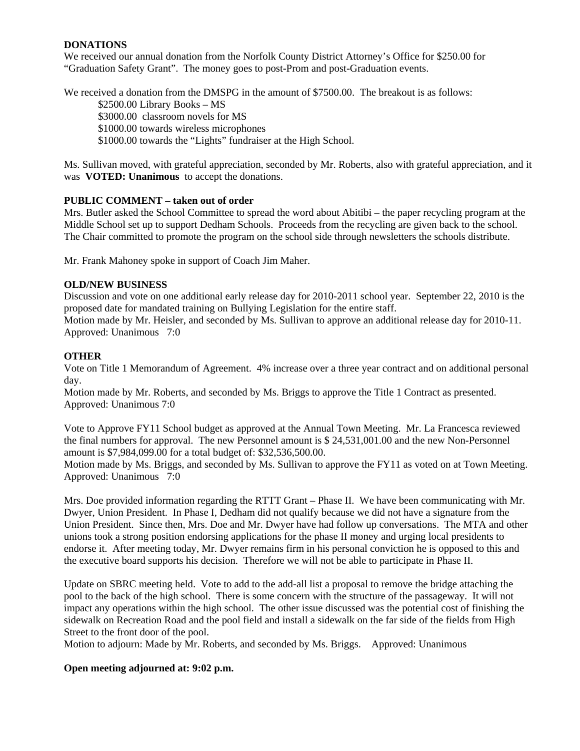**DONATIONS**

We received our annual donation from the Norfolk County District Attorney's Office for $250.00 for "Graduation Safety Grant". The money goes to post-Prom and post-Graduation events.

We received a donation from the DMSPG in the amount of $7500.00. The breakout is as follows:

- $2500.00 Library Books – MS
- $3000.00 classroom novels for MS
- $1000.00 towards wireless microphones
- $1000.00 towards the "Lights" fundraiser at the High School.

Ms. Sullivan moved, with grateful appreciation, seconded by Mr. Roberts, also with grateful appreciation, and it was **VOTED: Unanimous** to accept the donations.

**PUBLIC COMMENT – taken out of order**

Mrs. Butler asked the School Committee to spread the word about Abitibi – the paper recycling program at the Middle School set up to support Dedham Schools. Proceeds from the recycling are given back to the school. The Chair committed to promote the program on the school side through newsletters the schools distribute.

Mr. Frank Mahoney spoke in support of Coach Jim Maher.

**OLD/NEW BUSINESS**

Discussion and vote on one additional early release day for 2010-2011 school year. September 22, 2010 is the proposed date for mandated training on Bullying Legislation for the entire staff.
Motion made by Mr. Heisler, and seconded by Ms. Sullivan to approve an additional release day for 2010-11.
Approved: Unanimous 7:0

**OTHER**

Vote on Title 1 Memorandum of Agreement. 4% increase over a three year contract and on additional personal day.
Motion made by Mr. Roberts, and seconded by Ms. Briggs to approve the Title 1 Contract as presented.
Approved: Unanimous 7:0

Vote to Approve FY11 School budget as approved at the Annual Town Meeting. Mr. La Francesca reviewed the final numbers for approval. The new Personnel amount is $ 24,531,001.00 and the new Non-Personnel amount is $7,984,099.00 for a total budget of: $32,536,500.00.
Motion made by Ms. Briggs, and seconded by Ms. Sullivan to approve the FY11 as voted on at Town Meeting.
Approved: Unanimous 7:0

Mrs. Doe provided information regarding the RTTT Grant – Phase II. We have been communicating with Mr. Dwyer, Union President. In Phase I, Dedham did not qualify because we did not have a signature from the Union President. Since then, Mrs. Doe and Mr. Dwyer have had follow up conversations. The MTA and other unions took a strong position endorsing applications for the phase II money and urging local presidents to endorse it. After meeting today, Mr. Dwyer remains firm in his personal conviction he is opposed to this and the executive board supports his decision. Therefore we will not be able to participate in Phase II.

Update on SBRC meeting held. Vote to add to the add-all list a proposal to remove the bridge attaching the pool to the back of the high school. There is some concern with the structure of the passageway. It will not impact any operations within the high school. The other issue discussed was the potential cost of finishing the sidewalk on Recreation Road and the pool field and install a sidewalk on the far side of the fields from High Street to the front door of the pool.
Motion to adjourn: Made by Mr. Roberts, and seconded by Ms. Briggs. Approved: Unanimous

**Open meeting adjourned at: 9:02 p.m.**